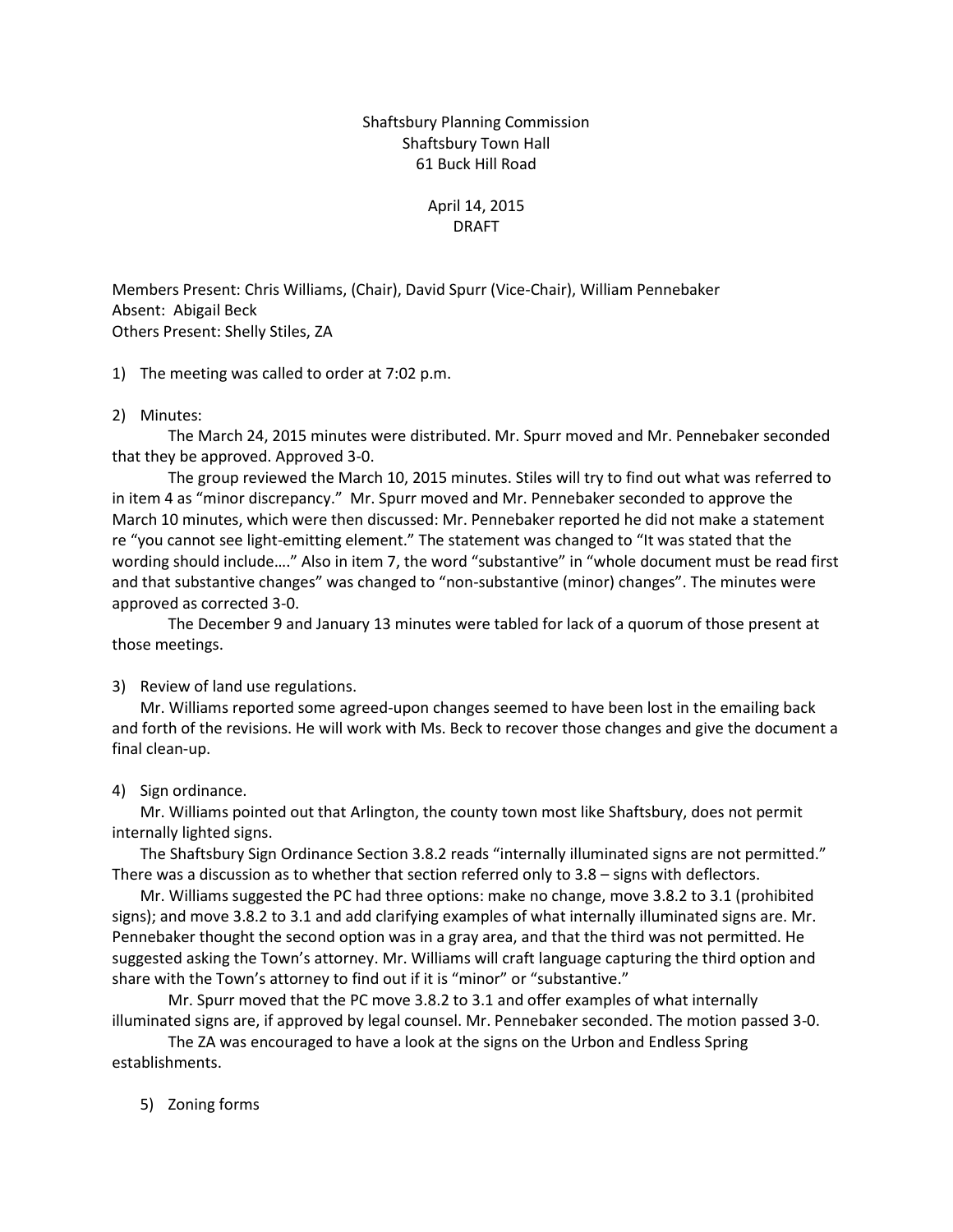Shaftsbury Planning Commission
Shaftsbury Town Hall
61 Buck Hill Road

April 14, 2015
DRAFT

Members Present: Chris Williams, (Chair), David Spurr (Vice-Chair), William Pennebaker
Absent: Abigail Beck
Others Present: Shelly Stiles, ZA

1) The meeting was called to order at 7:02 p.m.

2) Minutes:

The March 24, 2015 minutes were distributed. Mr. Spurr moved and Mr. Pennebaker seconded that they be approved. Approved 3-0.

The group reviewed the March 10, 2015 minutes. Stiles will try to find out what was referred to in item 4 as "minor discrepancy." Mr. Spurr moved and Mr. Pennebaker seconded to approve the March 10 minutes, which were then discussed: Mr. Pennebaker reported he did not make a statement re "you cannot see light-emitting element." The statement was changed to "It was stated that the wording should include…." Also in item 7, the word "substantive" in "whole document must be read first and that substantive changes" was changed to "non-substantive (minor) changes". The minutes were approved as corrected 3-0.

The December 9 and January 13 minutes were tabled for lack of a quorum of those present at those meetings.

3) Review of land use regulations.

Mr. Williams reported some agreed-upon changes seemed to have been lost in the emailing back and forth of the revisions. He will work with Ms. Beck to recover those changes and give the document a final clean-up.

4) Sign ordinance.

Mr. Williams pointed out that Arlington, the county town most like Shaftsbury, does not permit internally lighted signs.

The Shaftsbury Sign Ordinance Section 3.8.2 reads "internally illuminated signs are not permitted." There was a discussion as to whether that section referred only to 3.8 – signs with deflectors.

Mr. Williams suggested the PC had three options: make no change, move 3.8.2 to 3.1 (prohibited signs); and move 3.8.2 to 3.1 and add clarifying examples of what internally illuminated signs are. Mr. Pennebaker thought the second option was in a gray area, and that the third was not permitted. He suggested asking the Town's attorney. Mr. Williams will craft language capturing the third option and share with the Town's attorney to find out if it is "minor" or "substantive."

Mr. Spurr moved that the PC move 3.8.2 to 3.1 and offer examples of what internally illuminated signs are, if approved by legal counsel. Mr. Pennebaker seconded. The motion passed 3-0.

The ZA was encouraged to have a look at the signs on the Urbon and Endless Spring establishments.

5) Zoning forms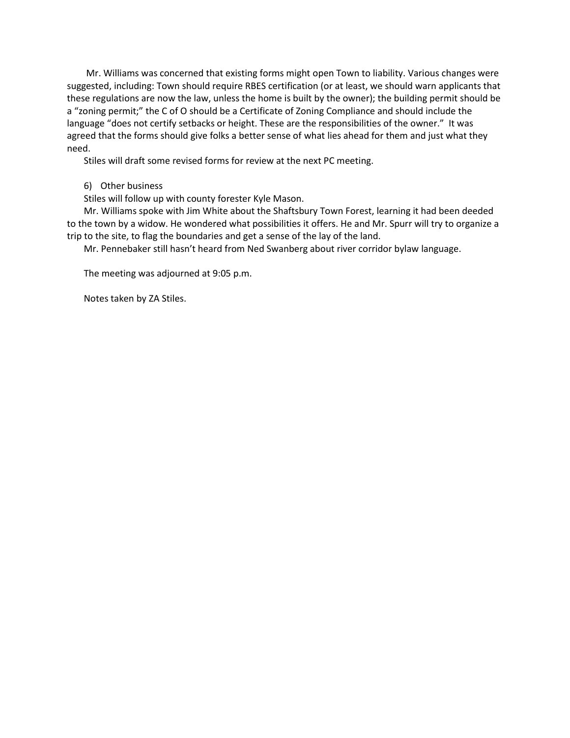Mr. Williams was concerned that existing forms might open Town to liability. Various changes were suggested, including: Town should require RBES certification (or at least, we should warn applicants that these regulations are now the law, unless the home is built by the owner); the building permit should be a "zoning permit;" the C of O should be a Certificate of Zoning Compliance and should include the language "does not certify setbacks or height. These are the responsibilities of the owner." It was agreed that the forms should give folks a better sense of what lies ahead for them and just what they need.

Stiles will draft some revised forms for review at the next PC meeting.

6) Other business

Stiles will follow up with county forester Kyle Mason.

Mr. Williams spoke with Jim White about the Shaftsbury Town Forest, learning it had been deeded to the town by a widow. He wondered what possibilities it offers. He and Mr. Spurr will try to organize a trip to the site, to flag the boundaries and get a sense of the lay of the land.

Mr. Pennebaker still hasn't heard from Ned Swanberg about river corridor bylaw language.

The meeting was adjourned at 9:05 p.m.

Notes taken by ZA Stiles.